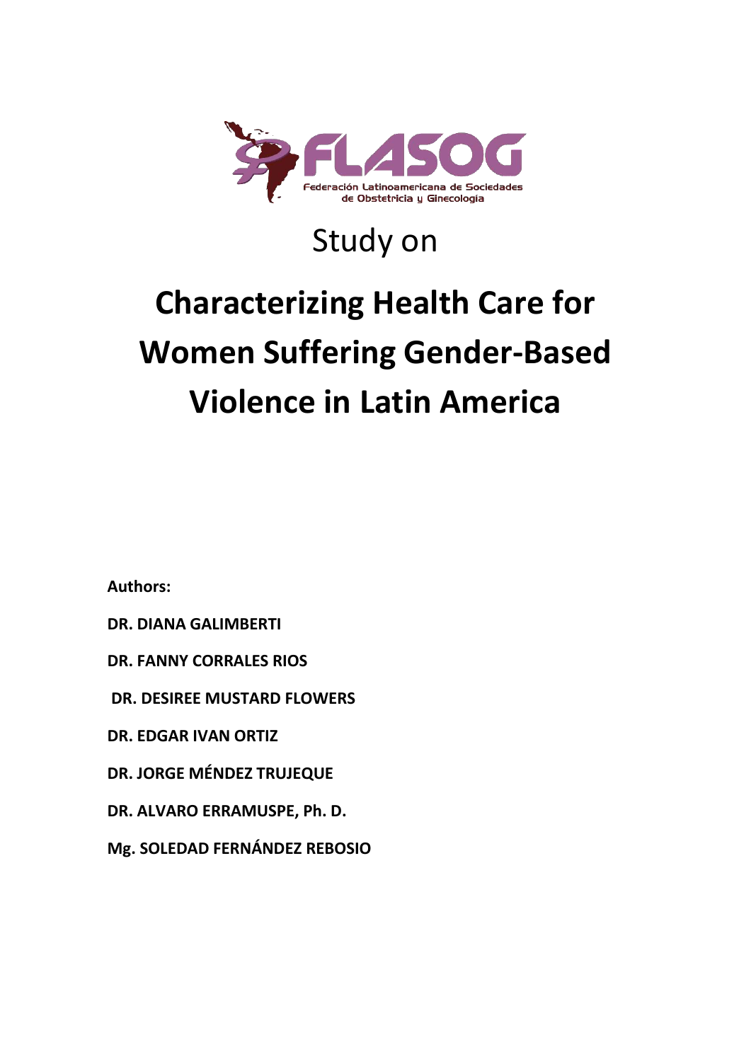FLASOG

Federación Latinoamericana de Sociedades de Obstetricia y Ginecología

Study on

# Characterizing Health Care for Women Suffering Gender-Based Violence in Latin America

**Authors:**

**DR. DIANA GALIMBERTI**

**DR. FANNY CORRALES RIOS**

**DR. DESIREE MUSTARD FLOWERS**

**DR. EDGAR IVAN ORTIZ**

**DR. JORGE MÉNDEZ TRUJEQUE**

**DR. ALVARO ERRAMUSPE, Ph. D.**

**Mg. SOLEDAD FERNÁNDEZ REBOSIO**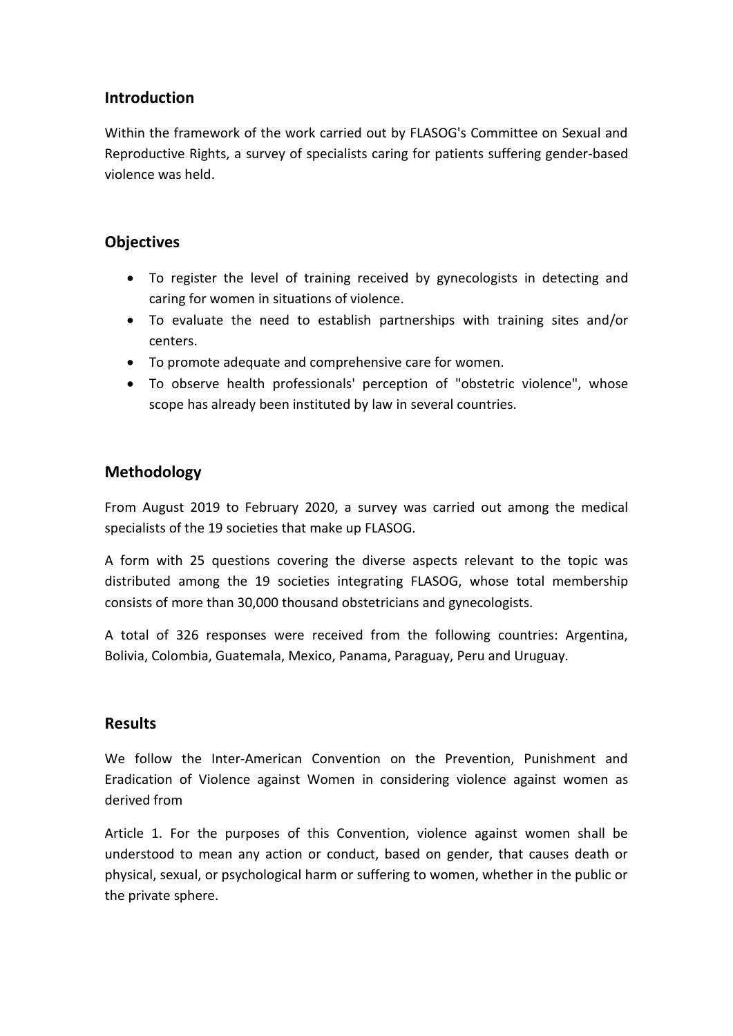## Introduction

Within the framework of the work carried out by FLASOG's Committee on Sexual and Reproductive Rights, a survey of specialists caring for patients suffering gender-based violence was held.

## Objectives

- To register the level of training received by gynecologists in detecting and caring for women in situations of violence.
- To evaluate the need to establish partnerships with training sites and/or centers.
- To promote adequate and comprehensive care for women.
- To observe health professionals' perception of "obstetric violence", whose scope has already been instituted by law in several countries.

## Methodology

From August 2019 to February 2020, a survey was carried out among the medical specialists of the 19 societies that make up FLASOG.

A form with 25 questions covering the diverse aspects relevant to the topic was distributed among the 19 societies integrating FLASOG, whose total membership consists of more than 30,000 thousand obstetricians and gynecologists.

A total of 326 responses were received from the following countries: Argentina, Bolivia, Colombia, Guatemala, Mexico, Panama, Paraguay, Peru and Uruguay.

## Results

We follow the Inter-American Convention on the Prevention, Punishment and Eradication of Violence against Women in considering violence against women as derived from

Article 1. For the purposes of this Convention, violence against women shall be understood to mean any action or conduct, based on gender, that causes death or physical, sexual, or psychological harm or suffering to women, whether in the public or the private sphere.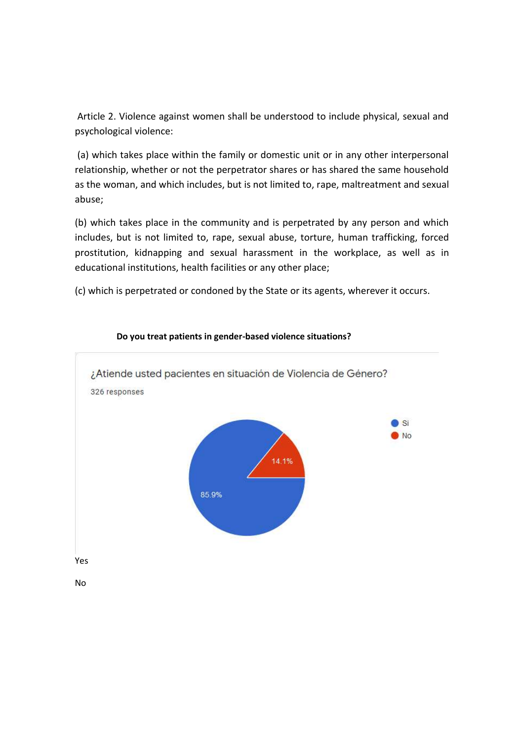Article 2. Violence against women shall be understood to include physical, sexual and psychological violence:

(a) which takes place within the family or domestic unit or in any other interpersonal relationship, whether or not the perpetrator shares or has shared the same household as the woman, and which includes, but is not limited to, rape, maltreatment and sexual abuse;

(b) which takes place in the community and is perpetrated by any person and which includes, but is not limited to, rape, sexual abuse, torture, human trafficking, forced prostitution, kidnapping and sexual harassment in the workplace, as well as in educational institutions, health facilities or any other place;

(c) which is perpetrated or condoned by the State or its agents, wherever it occurs.

**Do you treat patients in gender-based violence situations?**

¿Atiende usted pacientes en situación de Violencia de Género?

326 responses

- Si: 85.9%
- No: 14.1%

Yes

No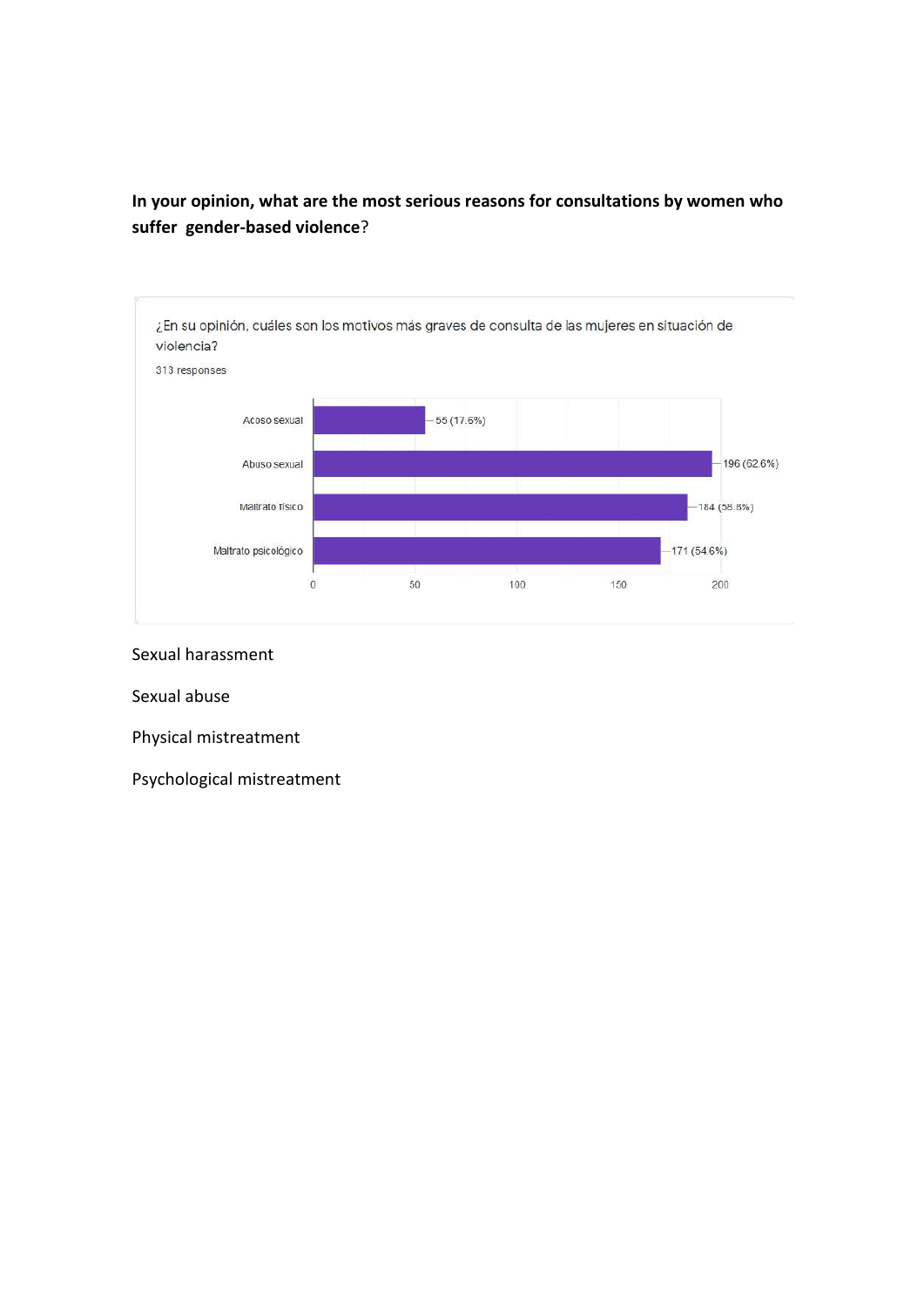**In your opinion, what are the most serious reasons for consultations by women who suffer gender-based violence**?

¿En su opinión, cuáles son los motivos más graves de consulta de las mujeres en situación de violencia?

313 responses

| | |
|---|---|
| Acoso sexual | 55 (17.6%) |
| Abuso sexual | 196 (62.6%) |
| Maltrato físico | 184 (58.8%) |
| Maltrato psicológico | 171 (54.6%) |

Sexual harassment

Sexual abuse

Physical mistreatment

Psychological mistreatment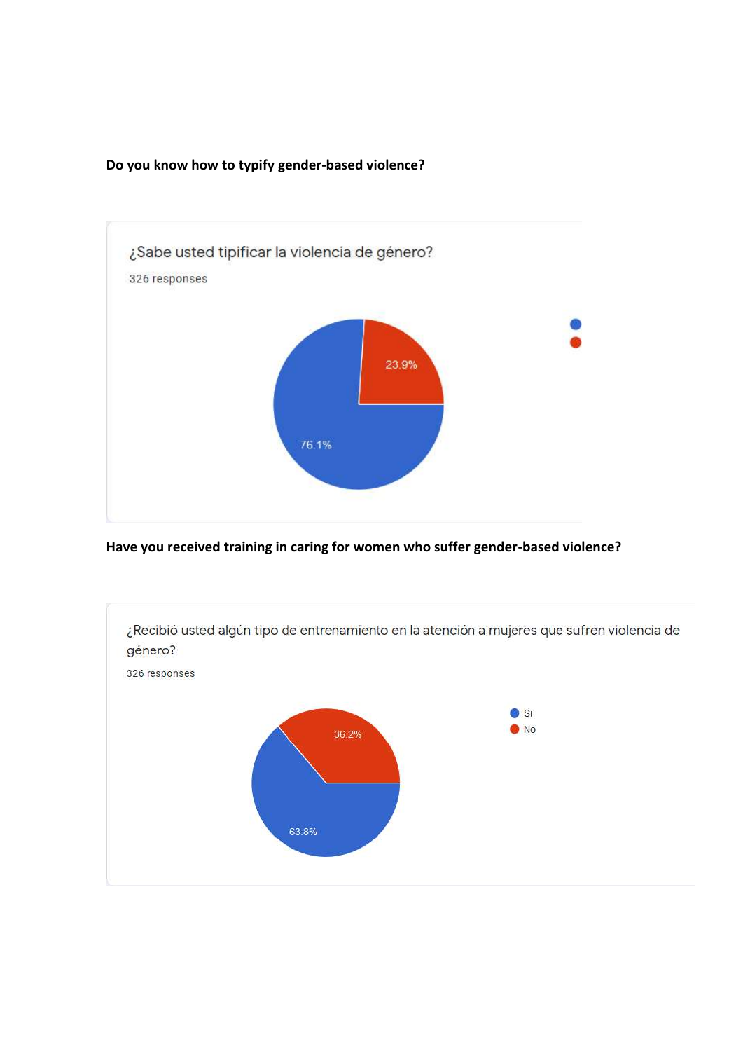**Do you know how to typify gender-based violence?**

¿Sabe usted tipificar la violencia de género?

326 responses

- 76.1%
- 23.9%

**Have you received training in caring for women who suffer gender-based violence?**

¿Recibió usted algún tipo de entrenamiento en la atención a mujeres que sufren violencia de género?

326 responses

- Si: 63.8%
- No: 36.2%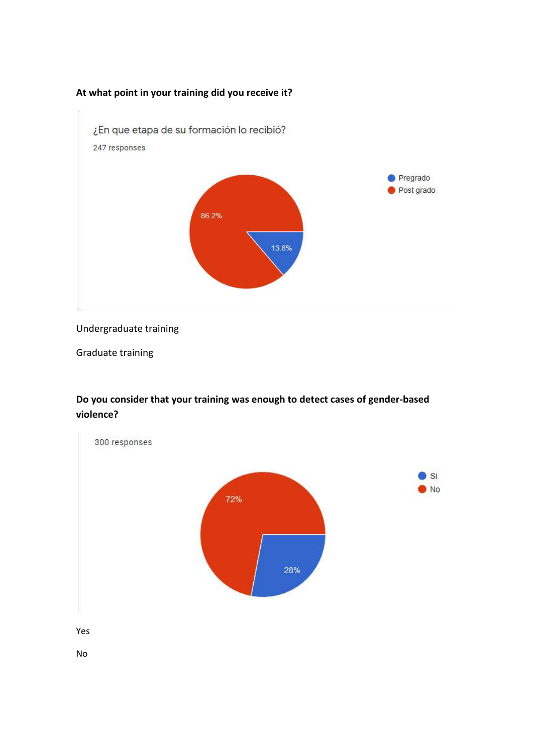**At what point in your training did you receive it?**

¿En que etapa de su formación lo recibió?

247 responses

- Pregrado: 13.8%
- Post grado: 86.2%

Undergraduate training

Graduate training

**Do you consider that your training was enough to detect cases of gender-based violence?**

300 responses

- Si: 28%
- No: 72%

Yes

No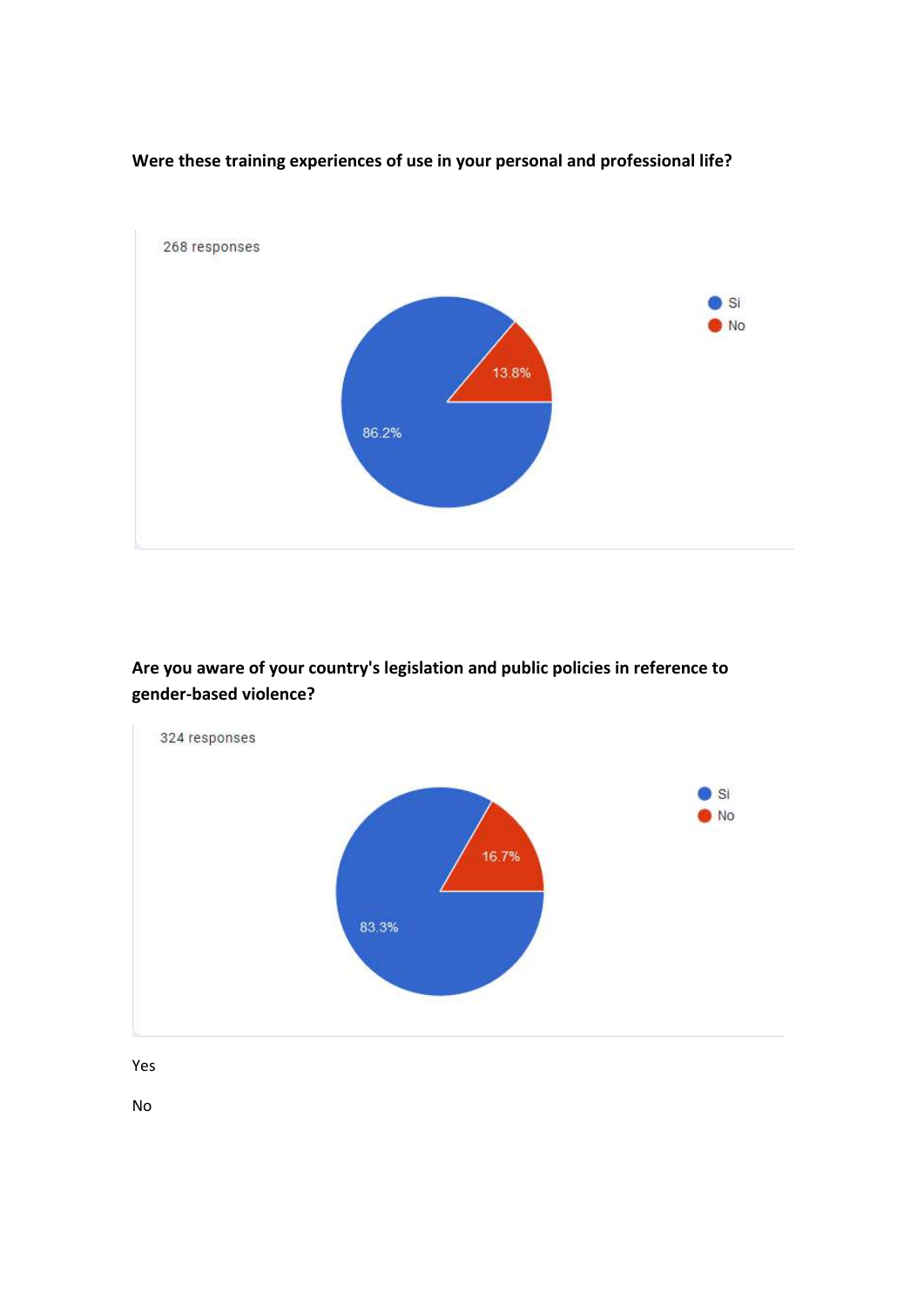**Were these training experiences of use in your personal and professional life?**

268 responses

- Si
- No

13.8%

86.2%

**Are you aware of your country's legislation and public policies in reference to gender-based violence?**

324 responses

- Si
- No

16.7%

83.3%

Yes

No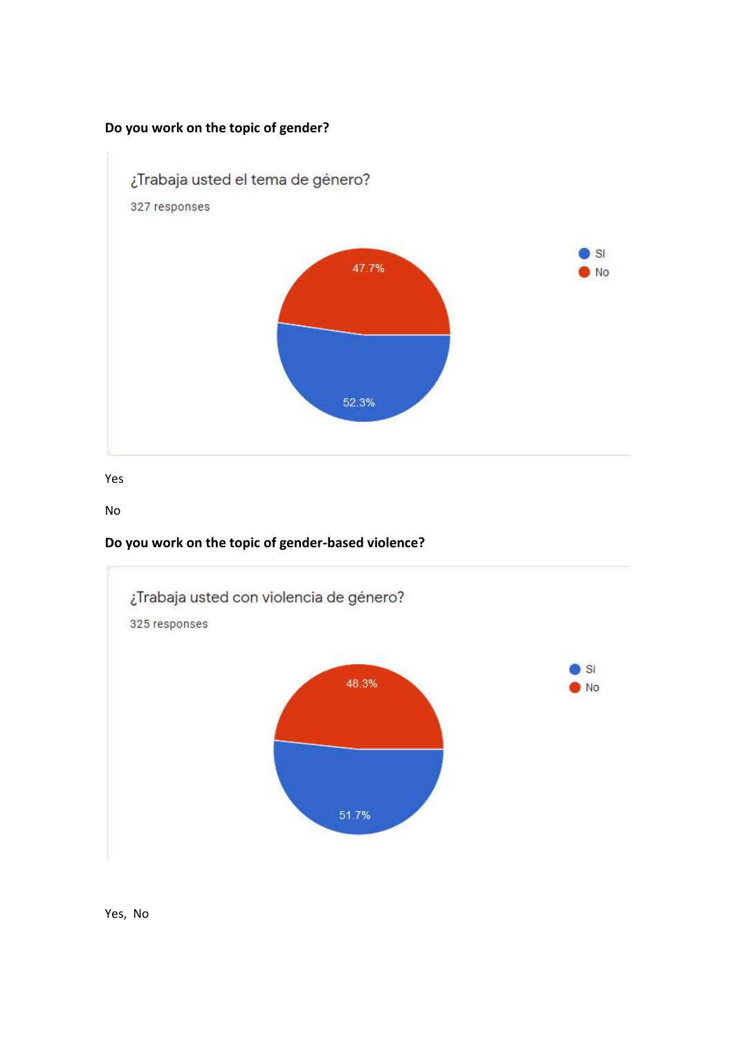**Do you work on the topic of gender?**

¿Trabaja usted el tema de género?

327 responses

- SI: 52.3%
- No: 47.7%

Yes

No

**Do you work on the topic of gender-based violence?**

¿Trabaja usted con violencia de género?

325 responses

- Si: 51.7%
- No: 48.3%

Yes, No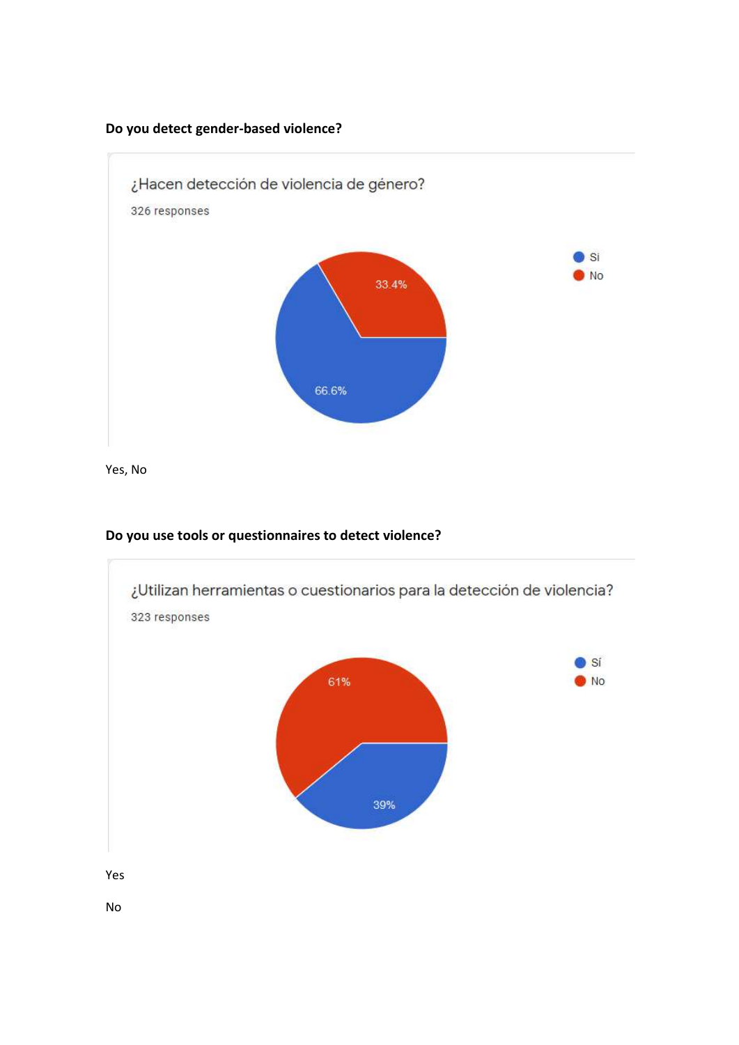**Do you detect gender-based violence?**

¿Hacen detección de violencia de género?

326 responses

| | |
|---|---|
| Si | 66.6% |
| No | 33.4% |

Yes, No

**Do you use tools or questionnaires to detect violence?**

¿Utilizan herramientas o cuestionarios para la detección de violencia?

323 responses

| | |
|---|---|
| Sí | 39% |
| No | 61% |

Yes

No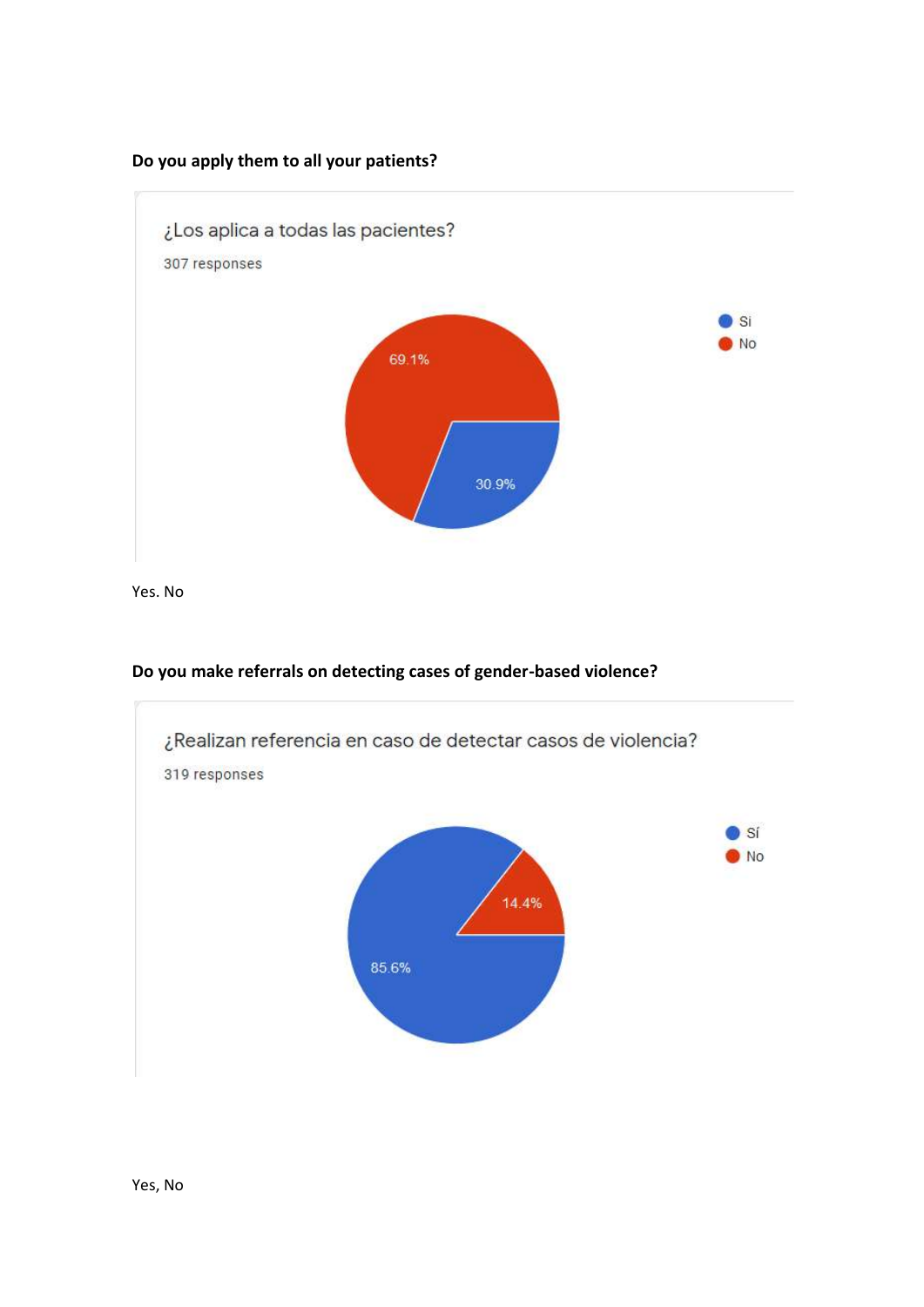**Do you apply them to all your patients?**

¿Los aplica a todas las pacientes?

307 responses

- Si: 30.9%
- No: 69.1%

Yes. No

**Do you make referrals on detecting cases of gender-based violence?**

¿Realizan referencia en caso de detectar casos de violencia?

319 responses

- Sí: 85.6%
- No: 14.4%

Yes, No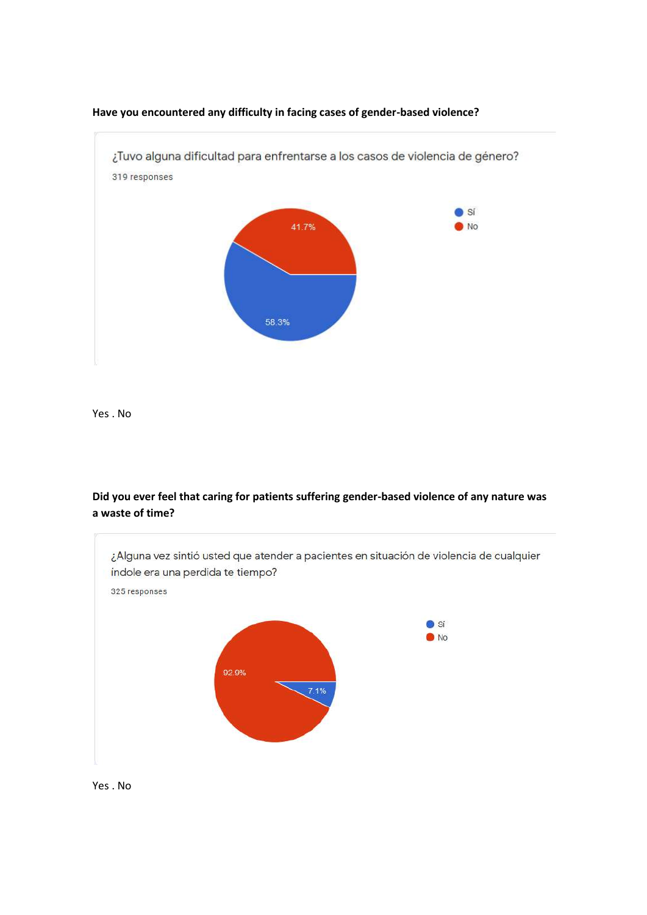**Have you encountered any difficulty in facing cases of gender-based violence?**

¿Tuvo alguna dificultad para enfrentarse a los casos de violencia de género?

319 responses

- Sí: 58.3%
- No: 41.7%

Yes . No

**Did you ever feel that caring for patients suffering gender-based violence of any nature was a waste of time?**

¿Alguna vez sintió usted que atender a pacientes en situación de violencia de cualquier indole era una perdida te tiempo?

325 responses

- Sí: 7.1%
- No: 92.9%

Yes . No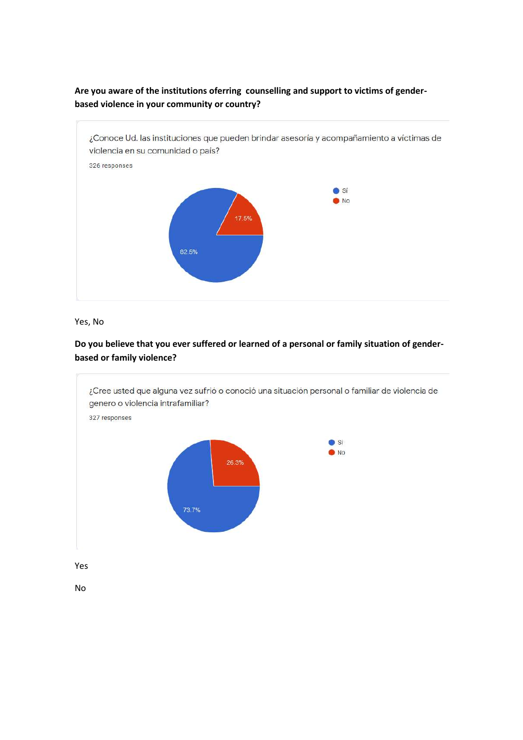**Are you aware of the institutions oferring counselling and support to victims of gender-based violence in your community or country?**

¿Conoce Ud. las instituciones que pueden brindar asesoría y acompañamiento a víctimas de violencia en su comunidad o país?

326 responses

- Sí: 82.5%
- No: 17.5%

Yes, No

**Do you believe that you ever suffered or learned of a personal or family situation of gender-based or family violence?**

¿Cree usted que alguna vez sufrió o conoció una situación personal o familiar de violencia de genero o violencia intrafamiliar?

327 responses

- Si: 73.7%
- No: 26.3%

Yes

No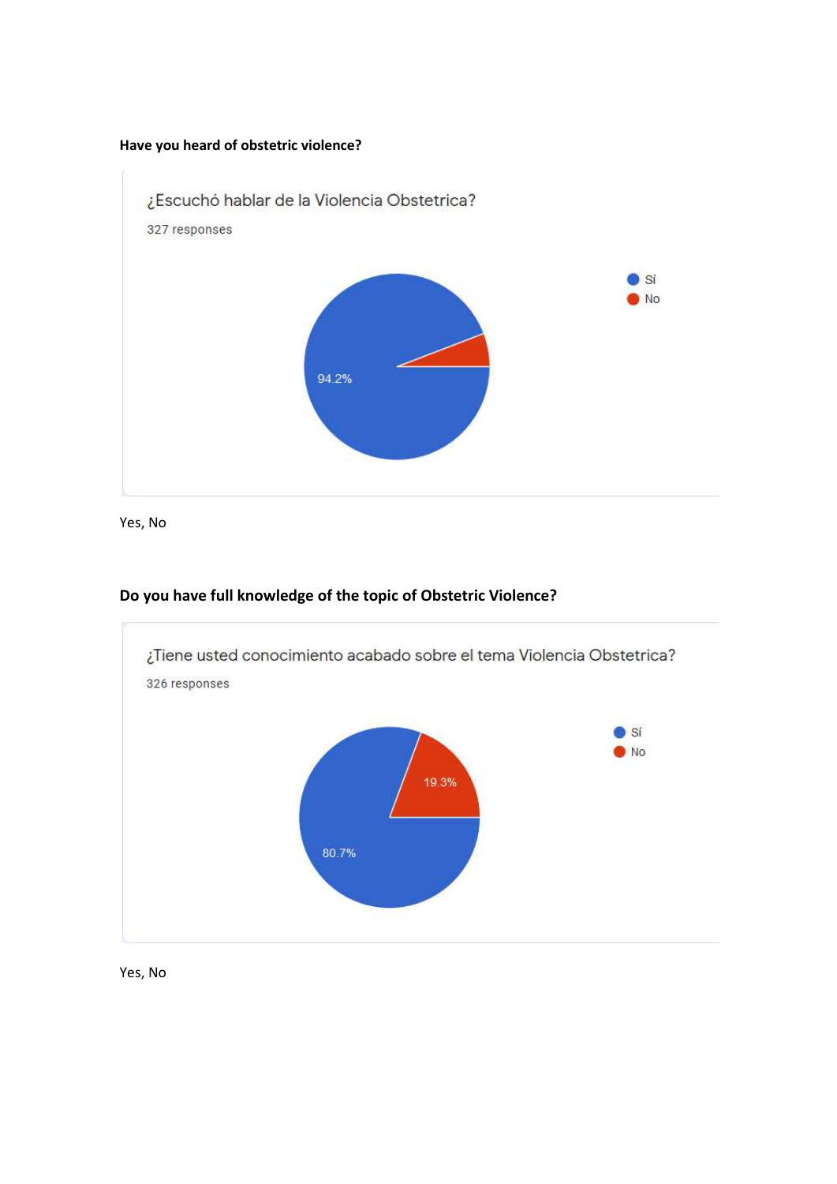**Have you heard of obstetric violence?**

¿Escuchó hablar de la Violencia Obstetrica?

327 responses

- Sí: 94.2%
- No

Yes, No

**Do you have full knowledge of the topic of Obstetric Violence?**

¿Tiene usted conocimiento acabado sobre el tema Violencia Obstetrica?

326 responses

- Sí: 80.7%
- No: 19.3%

Yes, No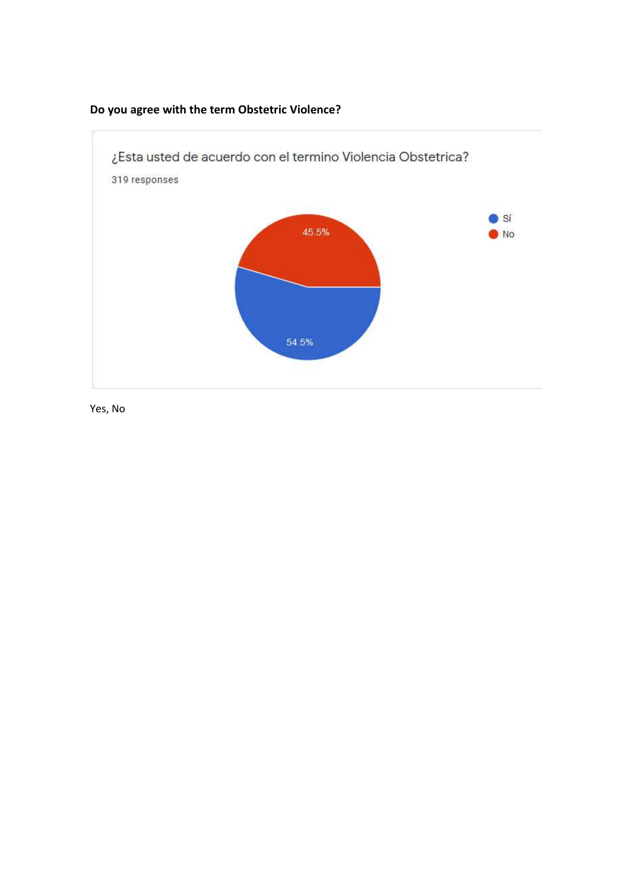**Do you agree with the term Obstetric Violence?**

¿Esta usted de acuerdo con el termino Violencia Obstetrica?

319 responses

- Sí: 54.5%
- No: 45.5%

Yes, No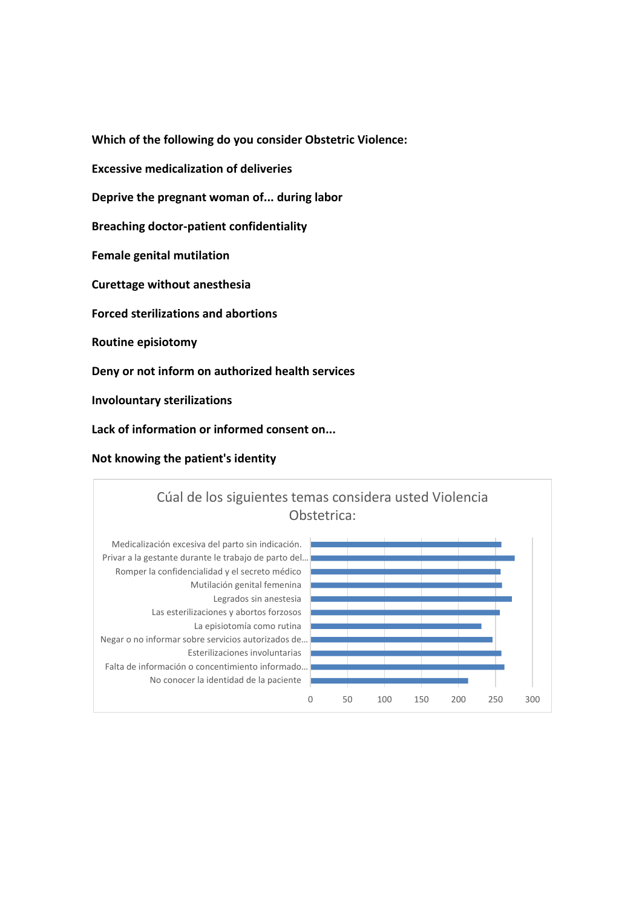**Which of the following do you consider Obstetric Violence:**

**Excessive medicalization of deliveries**

**Deprive the pregnant woman of... during labor**

**Breaching doctor-patient confidentiality**

**Female genital mutilation**

**Curettage without anesthesia**

**Forced sterilizations and abortions**

**Routine episiotomy**

**Deny or not inform on authorized health services**

**Involountary sterilizations**

**Lack of information or informed consent on...**

**Not knowing the patient's identity**

Cúal de los siguientes temas considera usted Violencia Obstetrica:

| Tema | Valor aproximado (leído del gráfico) |
| --- | --- |
| Medicalización excesiva del parto sin indicación. | ~258 |
| Privar a la gestante durante le trabajo de parto del... | ~276 |
| Romper la confidencialidad y el secreto médico | ~257 |
| Mutilación genital femenina | ~259 |
| Legrados sin anestesia | ~272 |
| Las esterilizaciones y abortos forzosos | ~256 |
| La episiotomía como rutina | ~231 |
| Negar o no informar sobre servicios autorizados de... | ~246 |
| Esterilizaciones involuntarias | ~258 |
| Falta de información o concentimiento informado... | ~262 |
| No conocer la identidad de la paciente | ~213 |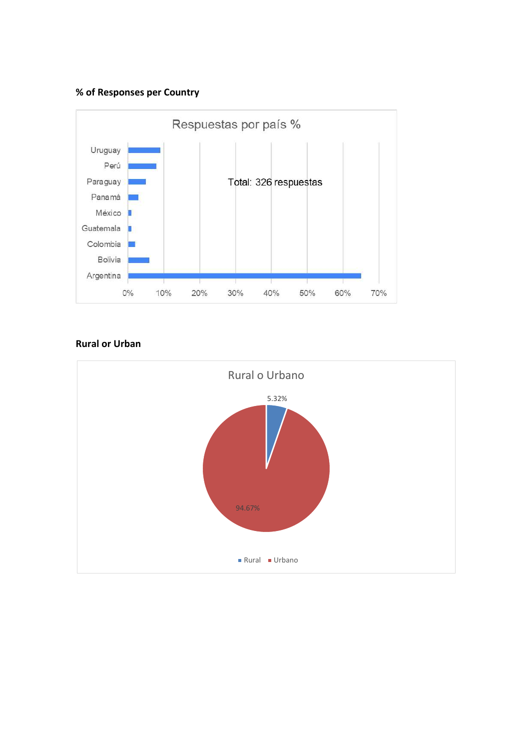**% of Responses per Country**

Respuestas por país %

Total: 326 respuestas

**Rural or Urban**

Rural o Urbano

5.32%

94.67%

Rural Urbano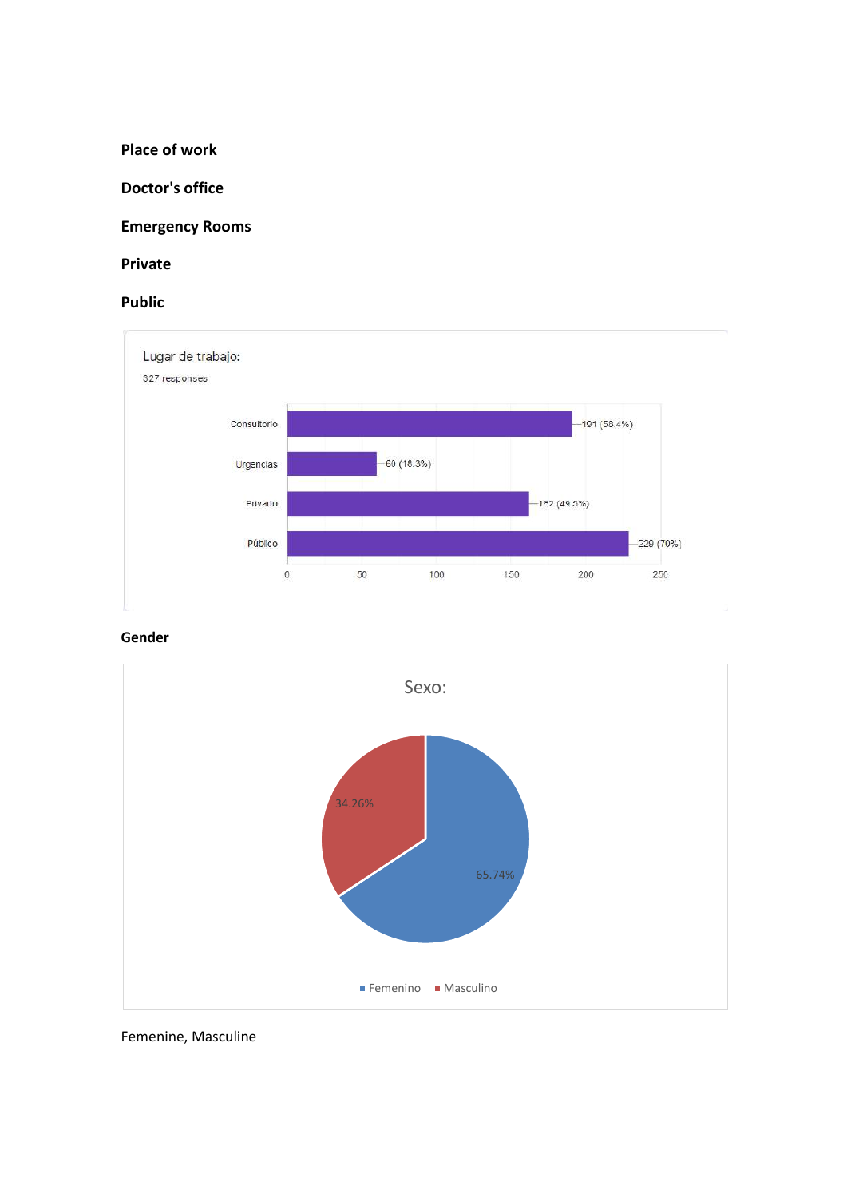**Place of work**

**Doctor's office**

**Emergency Rooms**

**Private**

**Public**

Lugar de trabajo:

327 responses

| | |
|---|---|
| Consultorio | 191 (58.4%) |
| Urgencias | 60 (18.3%) |
| Privado | 162 (49.5%) |
| Público | 229 (70%) |

**Gender**

Sexo:

| | |
|---|---|
| Femenino | 65.74% |
| Masculino | 34.26% |

Femenine, Masculine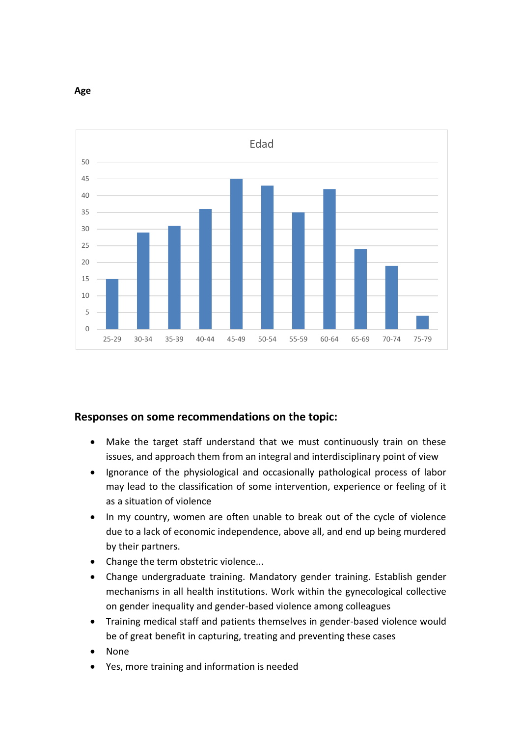**Age**

Edad

| Age | Count |
|---|---|
| 25-29 | 15 |
| 30-34 | 29 |
| 35-39 | 31 |
| 40-44 | 36 |
| 45-49 | 45 |
| 50-54 | 43 |
| 55-59 | 35 |
| 60-64 | 42 |
| 65-69 | 24 |
| 70-74 | 19 |
| 75-79 | 4 |

**Responses on some recommendations on the topic:**

- Make the target staff understand that we must continuously train on these issues, and approach them from an integral and interdisciplinary point of view
- Ignorance of the physiological and occasionally pathological process of labor may lead to the classification of some intervention, experience or feeling of it as a situation of violence
- In my country, women are often unable to break out of the cycle of violence due to a lack of economic independence, above all, and end up being murdered by their partners.
- Change the term obstetric violence...
- Change undergraduate training. Mandatory gender training. Establish gender mechanisms in all health institutions. Work within the gynecological collective on gender inequality and gender-based violence among colleagues
- Training medical staff and patients themselves in gender-based violence would be of great benefit in capturing, treating and preventing these cases
- None
- Yes, more training and information is needed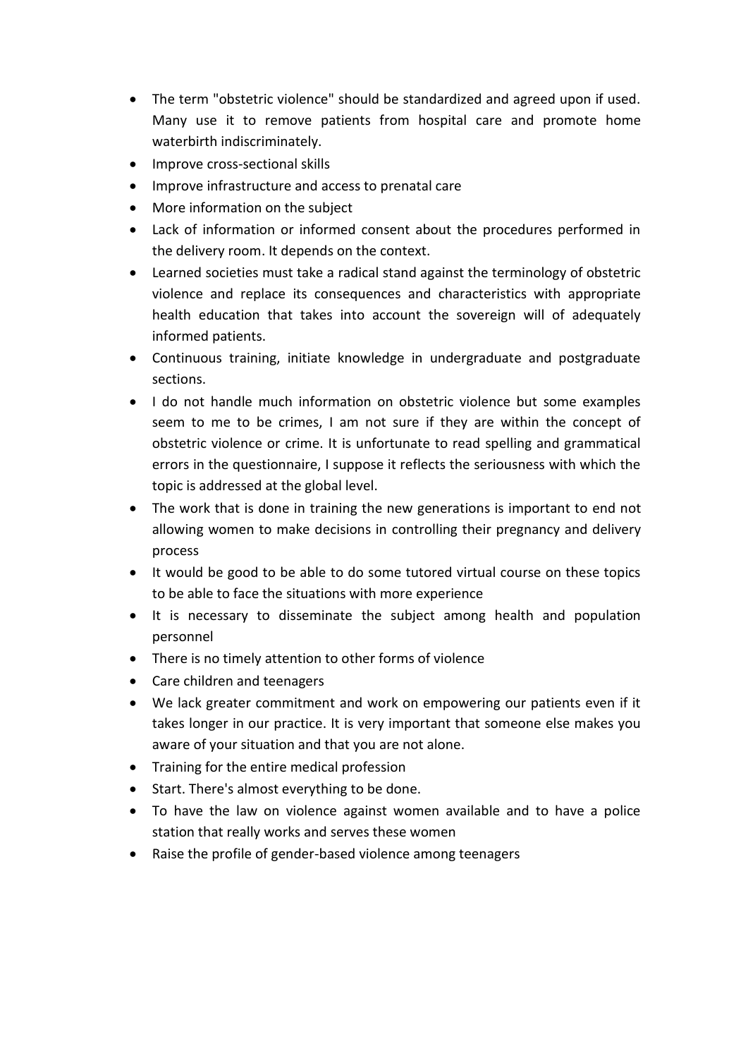- The term "obstetric violence" should be standardized and agreed upon if used. Many use it to remove patients from hospital care and promote home waterbirth indiscriminately.
- Improve cross-sectional skills
- Improve infrastructure and access to prenatal care
- More information on the subject
- Lack of information or informed consent about the procedures performed in the delivery room. It depends on the context.
- Learned societies must take a radical stand against the terminology of obstetric violence and replace its consequences and characteristics with appropriate health education that takes into account the sovereign will of adequately informed patients.
- Continuous training, initiate knowledge in undergraduate and postgraduate sections.
- I do not handle much information on obstetric violence but some examples seem to me to be crimes, I am not sure if they are within the concept of obstetric violence or crime. It is unfortunate to read spelling and grammatical errors in the questionnaire, I suppose it reflects the seriousness with which the topic is addressed at the global level.
- The work that is done in training the new generations is important to end not allowing women to make decisions in controlling their pregnancy and delivery process
- It would be good to be able to do some tutored virtual course on these topics to be able to face the situations with more experience
- It is necessary to disseminate the subject among health and population personnel
- There is no timely attention to other forms of violence
- Care children and teenagers
- We lack greater commitment and work on empowering our patients even if it takes longer in our practice. It is very important that someone else makes you aware of your situation and that you are not alone.
- Training for the entire medical profession
- Start. There's almost everything to be done.
- To have the law on violence against women available and to have a police station that really works and serves these women
- Raise the profile of gender-based violence among teenagers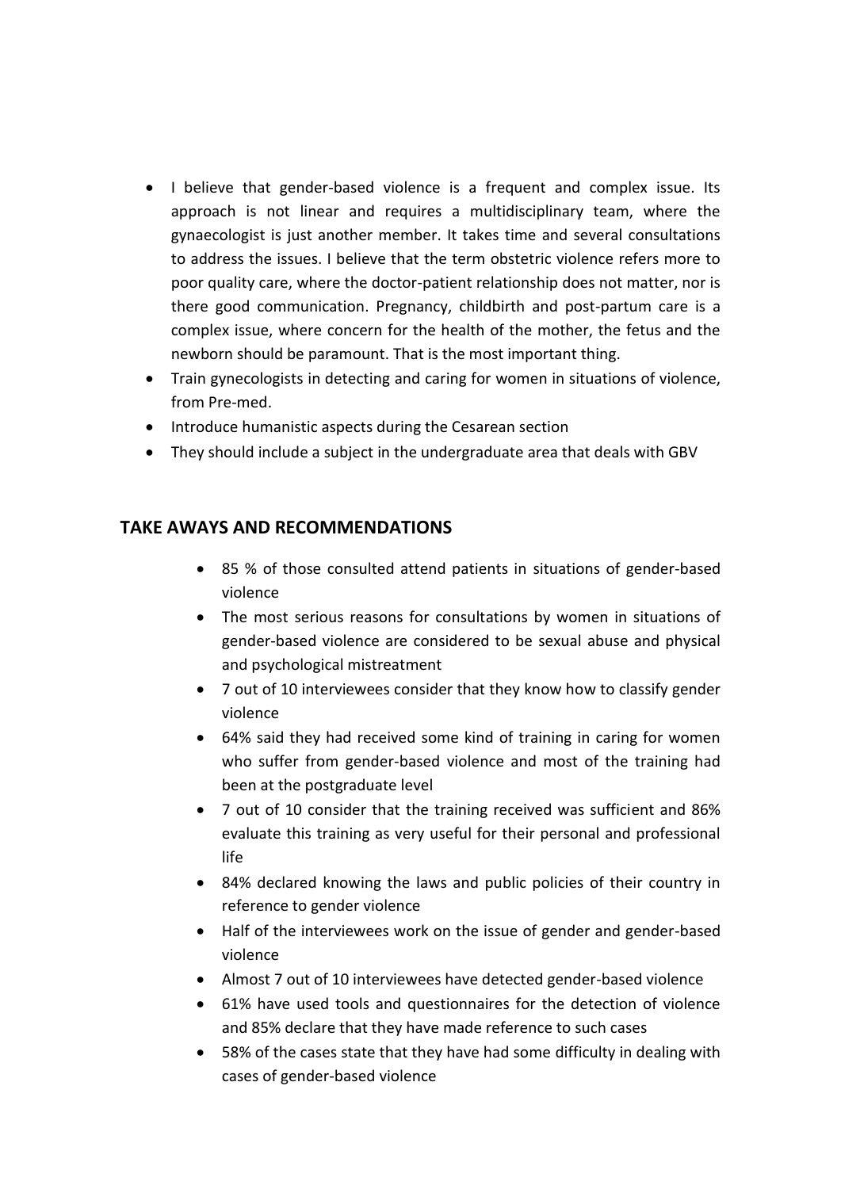- I believe that gender-based violence is a frequent and complex issue. Its approach is not linear and requires a multidisciplinary team, where the gynaecologist is just another member. It takes time and several consultations to address the issues. I believe that the term obstetric violence refers more to poor quality care, where the doctor-patient relationship does not matter, nor is there good communication. Pregnancy, childbirth and post-partum care is a complex issue, where concern for the health of the mother, the fetus and the newborn should be paramount. That is the most important thing.
- Train gynecologists in detecting and caring for women in situations of violence, from Pre-med.
- Introduce humanistic aspects during the Cesarean section
- They should include a subject in the undergraduate area that deals with GBV

## TAKE AWAYS AND RECOMMENDATIONS

- 85 % of those consulted attend patients in situations of gender-based violence
- The most serious reasons for consultations by women in situations of gender-based violence are considered to be sexual abuse and physical and psychological mistreatment
- 7 out of 10 interviewees consider that they know how to classify gender violence
- 64% said they had received some kind of training in caring for women who suffer from gender-based violence and most of the training had been at the postgraduate level
- 7 out of 10 consider that the training received was sufficient and 86% evaluate this training as very useful for their personal and professional life
- 84% declared knowing the laws and public policies of their country in reference to gender violence
- Half of the interviewees work on the issue of gender and gender-based violence
- Almost 7 out of 10 interviewees have detected gender-based violence
- 61% have used tools and questionnaires for the detection of violence and 85% declare that they have made reference to such cases
- 58% of the cases state that they have had some difficulty in dealing with cases of gender-based violence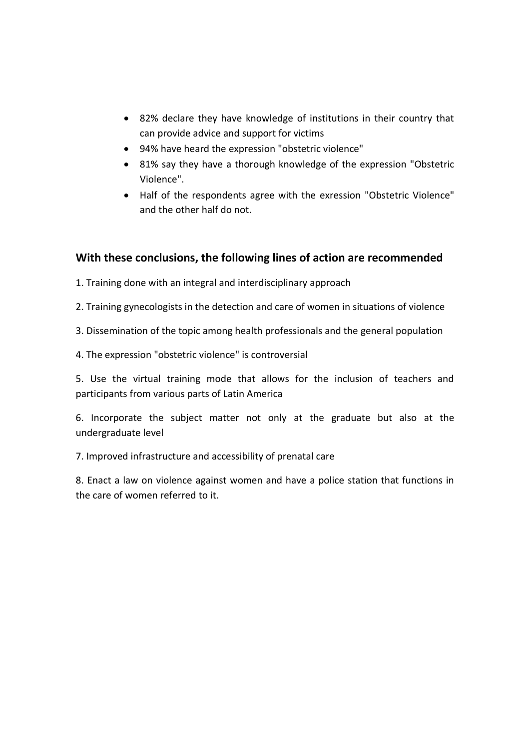- 82% declare they have knowledge of institutions in their country that can provide advice and support for victims
- 94% have heard the expression "obstetric violence"
- 81% say they have a thorough knowledge of the expression "Obstetric Violence".
- Half of the respondents agree with the exression "Obstetric Violence" and the other half do not.

## With these conclusions, the following lines of action are recommended

1. Training done with an integral and interdisciplinary approach

2. Training gynecologists in the detection and care of women in situations of violence

3. Dissemination of the topic among health professionals and the general population

4. The expression "obstetric violence" is controversial

5. Use the virtual training mode that allows for the inclusion of teachers and participants from various parts of Latin America

6. Incorporate the subject matter not only at the graduate but also at the undergraduate level

7. Improved infrastructure and accessibility of prenatal care

8. Enact a law on violence against women and have a police station that functions in the care of women referred to it.